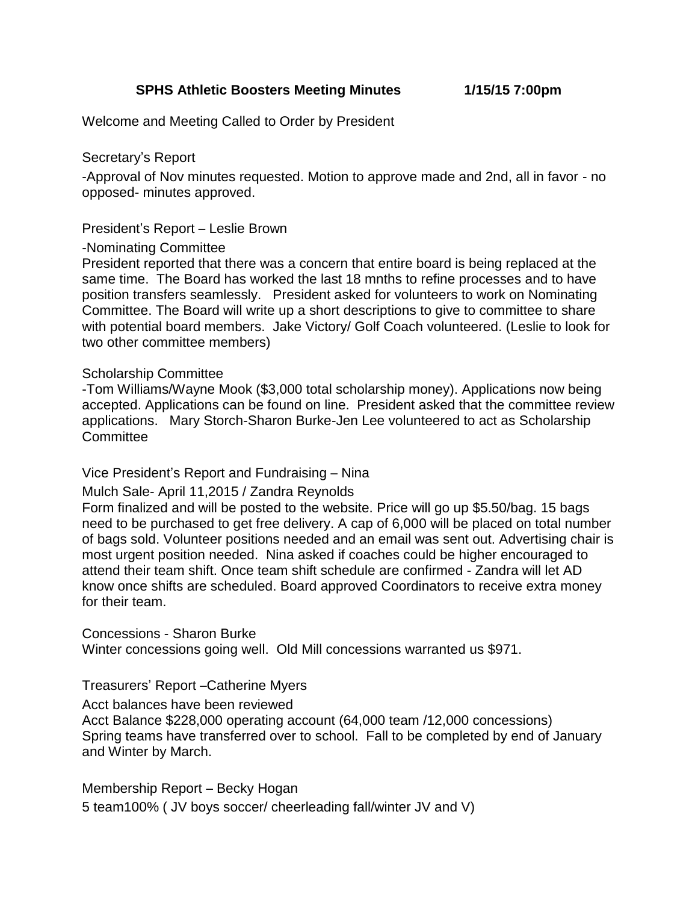**SPHS Athletic Boosters Meeting Minutes 1/15/15 7:00pm**

Welcome and Meeting Called to Order by President

Secretary's Report

-Approval of Nov minutes requested. Motion to approve made and 2nd, all in favor - no opposed- minutes approved.

President's Report – Leslie Brown

-Nominating Committee

President reported that there was a concern that entire board is being replaced at the same time. The Board has worked the last 18 mnths to refine processes and to have position transfers seamlessly. President asked for volunteers to work on Nominating Committee. The Board will write up a short descriptions to give to committee to share with potential board members. Jake Victory/ Golf Coach volunteered. (Leslie to look for two other committee members)

Scholarship Committee

-Tom Williams/Wayne Mook ($3,000 total scholarship money). Applications now being accepted. Applications can be found on line. President asked that the committee review applications. Mary Storch-Sharon Burke-Jen Lee volunteered to act as Scholarship Committee

Vice President's Report and Fundraising – Nina

Mulch Sale- April 11,2015 / Zandra Reynolds

Form finalized and will be posted to the website. Price will go up $5.50/bag. 15 bags need to be purchased to get free delivery. A cap of 6,000 will be placed on total number of bags sold. Volunteer positions needed and an email was sent out. Advertising chair is most urgent position needed. Nina asked if coaches could be higher encouraged to attend their team shift. Once team shift schedule are confirmed - Zandra will let AD know once shifts are scheduled. Board approved Coordinators to receive extra money for their team.

Concessions - Sharon Burke

Winter concessions going well. Old Mill concessions warranted us $971.

Treasurers' Report –Catherine Myers

Acct balances have been reviewed

Acct Balance $228,000 operating account (64,000 team /12,000 concessions)

Spring teams have transferred over to school. Fall to be completed by end of January and Winter by March.

Membership Report – Becky Hogan

5 team100% ( JV boys soccer/ cheerleading fall/winter JV and V)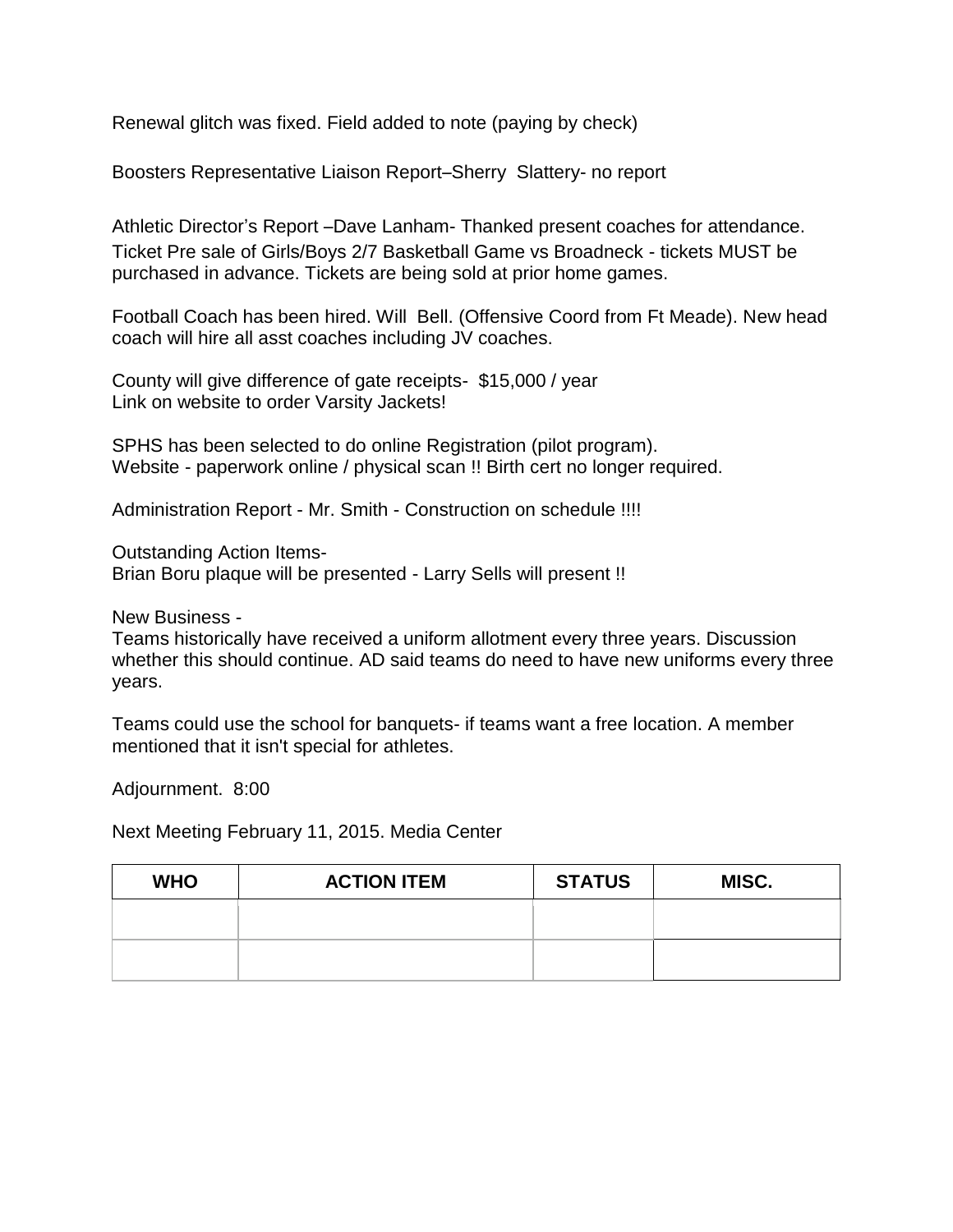Renewal glitch was fixed. Field added to note (paying by check)

Boosters Representative Liaison Report–Sherry Slattery- no report

Athletic Director's Report –Dave Lanham- Thanked present coaches for attendance. Ticket Pre sale of Girls/Boys 2/7 Basketball Game vs Broadneck - tickets MUST be purchased in advance. Tickets are being sold at prior home games.

Football Coach has been hired. Will Bell. (Offensive Coord from Ft Meade). New head coach will hire all asst coaches including JV coaches.

County will give difference of gate receipts- $15,000 / year
Link on website to order Varsity Jackets!

SPHS has been selected to do online Registration (pilot program).
Website - paperwork online / physical scan !! Birth cert no longer required.

Administration Report - Mr. Smith - Construction on schedule !!!!

Outstanding Action Items-
Brian Boru plaque will be presented - Larry Sells will present !!

New Business -
Teams historically have received a uniform allotment every three years. Discussion whether this should continue. AD said teams do need to have new uniforms every three years.

Teams could use the school for banquets- if teams want a free location. A member mentioned that it isn't special for athletes.

Adjournment. 8:00

Next Meeting February 11, 2015. Media Center

| WHO | ACTION ITEM | STATUS | MISC. |
|---|---|---|---|
| | | | |
| | | | |